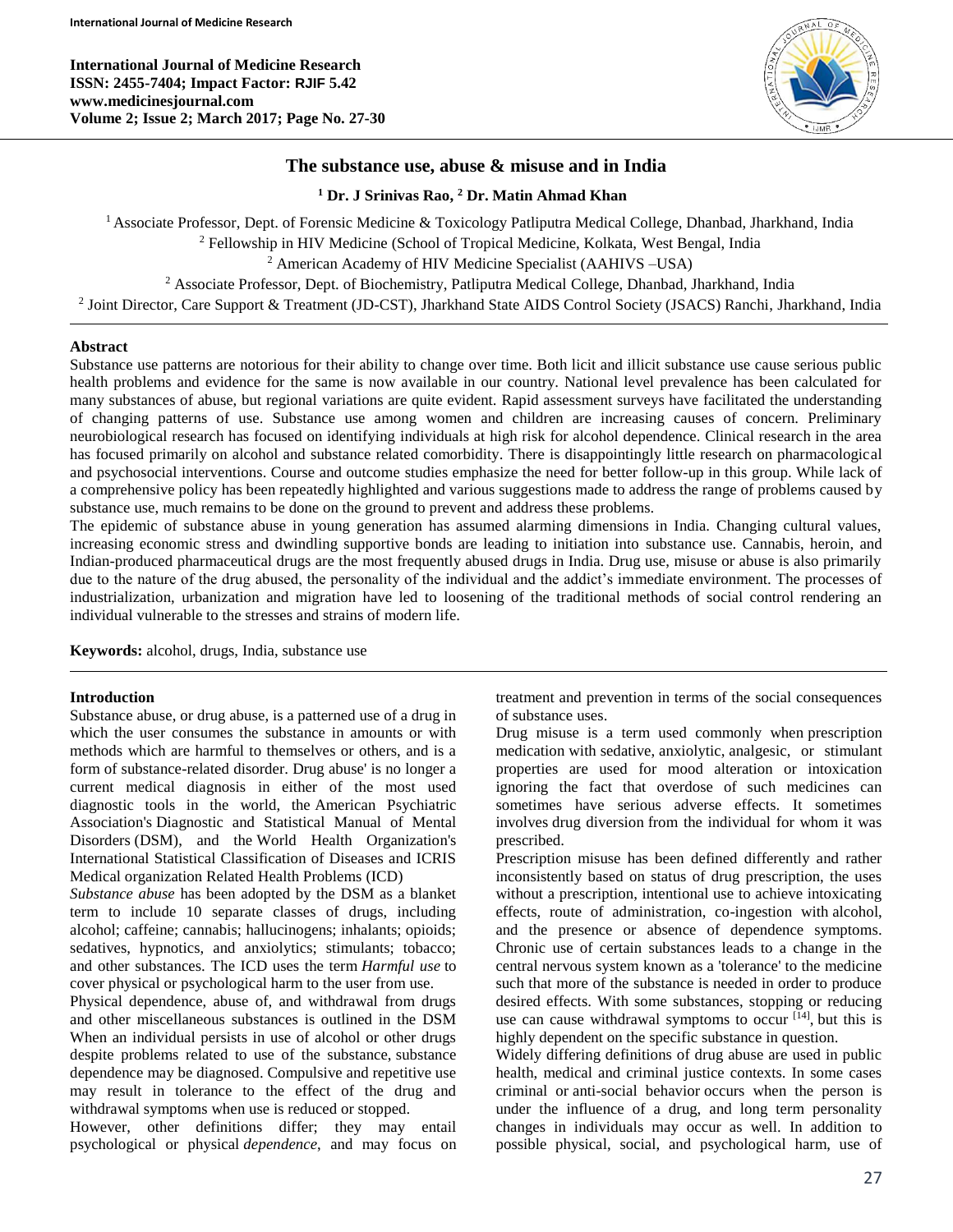International Journal of Medicine Research
ISSN: 2455-7404; Impact Factor: RJIF 5.42
www.medicinesjournal.com
Volume 2; Issue 2; March 2017; Page No. 27-30

# The substance use, abuse & misuse and in India

**[1] Dr. J Srinivas Rao, [2] Dr. Matin Ahmad Khan**

[1] Associate Professor, Dept. of Forensic Medicine & Toxicology Patliputra Medical College, Dhanbad, Jharkhand, India
[2] Fellowship in HIV Medicine (School of Tropical Medicine, Kolkata, West Bengal, India
[2] American Academy of HIV Medicine Specialist (AAHIVS –USA)
[2] Associate Professor, Dept. of Biochemistry, Patliputra Medical College, Dhanbad, Jharkhand, India
[2] Joint Director, Care Support & Treatment (JD-CST), Jharkhand State AIDS Control Society (JSACS) Ranchi, Jharkhand, India

## Abstract

Substance use patterns are notorious for their ability to change over time. Both licit and illicit substance use cause serious public health problems and evidence for the same is now available in our country. National level prevalence has been calculated for many substances of abuse, but regional variations are quite evident. Rapid assessment surveys have facilitated the understanding of changing patterns of use. Substance use among women and children are increasing causes of concern. Preliminary neurobiological research has focused on identifying individuals at high risk for alcohol dependence. Clinical research in the area has focused primarily on alcohol and substance related comorbidity. There is disappointingly little research on pharmacological and psychosocial interventions. Course and outcome studies emphasize the need for better follow-up in this group. While lack of a comprehensive policy has been repeatedly highlighted and various suggestions made to address the range of problems caused by substance use, much remains to be done on the ground to prevent and address these problems.

The epidemic of substance abuse in young generation has assumed alarming dimensions in India. Changing cultural values, increasing economic stress and dwindling supportive bonds are leading to initiation into substance use. Cannabis, heroin, and Indian-produced pharmaceutical drugs are the most frequently abused drugs in India. Drug use, misuse or abuse is also primarily due to the nature of the drug abused, the personality of the individual and the addict's immediate environment. The processes of industrialization, urbanization and migration have led to loosening of the traditional methods of social control rendering an individual vulnerable to the stresses and strains of modern life.

**Keywords:** alcohol, drugs, India, substance use

## Introduction

Substance abuse, or drug abuse, is a patterned use of a drug in which the user consumes the substance in amounts or with methods which are harmful to themselves or others, and is a form of substance-related disorder. Drug abuse' is no longer a current medical diagnosis in either of the most used diagnostic tools in the world, the American Psychiatric Association's Diagnostic and Statistical Manual of Mental Disorders (DSM), and the World Health Organization's International Statistical Classification of Diseases and ICRIS Medical organization Related Health Problems (ICD)

*Substance abuse* has been adopted by the DSM as a blanket term to include 10 separate classes of drugs, including alcohol; caffeine; cannabis; hallucinogens; inhalants; opioids; sedatives, hypnotics, and anxiolytics; stimulants; tobacco; and other substances. The ICD uses the term *Harmful use* to cover physical or psychological harm to the user from use.

Physical dependence, abuse of, and withdrawal from drugs and other miscellaneous substances is outlined in the DSM When an individual persists in use of alcohol or other drugs despite problems related to use of the substance, substance dependence may be diagnosed. Compulsive and repetitive use may result in tolerance to the effect of the drug and withdrawal symptoms when use is reduced or stopped.

However, other definitions differ; they may entail psychological or physical *dependence*, and may focus on treatment and prevention in terms of the social consequences of substance uses.

Drug misuse is a term used commonly when prescription medication with sedative, anxiolytic, analgesic, or stimulant properties are used for mood alteration or intoxication ignoring the fact that overdose of such medicines can sometimes have serious adverse effects. It sometimes involves drug diversion from the individual for whom it was prescribed.

Prescription misuse has been defined differently and rather inconsistently based on status of drug prescription, the uses without a prescription, intentional use to achieve intoxicating effects, route of administration, co-ingestion with alcohol, and the presence or absence of dependence symptoms. Chronic use of certain substances leads to a change in the central nervous system known as a 'tolerance' to the medicine such that more of the substance is needed in order to produce desired effects. With some substances, stopping or reducing use can cause withdrawal symptoms to occur [14], but this is highly dependent on the specific substance in question.

Widely differing definitions of drug abuse are used in public health, medical and criminal justice contexts. In some cases criminal or anti-social behavior occurs when the person is under the influence of a drug, and long term personality changes in individuals may occur as well. In addition to possible physical, social, and psychological harm, use of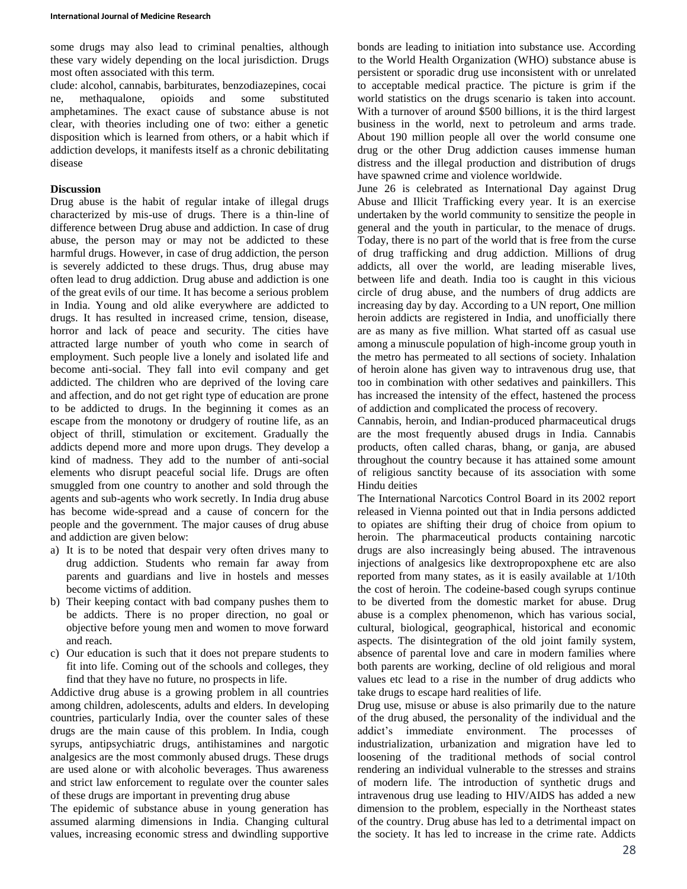some drugs may also lead to criminal penalties, although these vary widely depending on the local jurisdiction. Drugs most often associated with this term.

clude: alcohol, cannabis, barbiturates, benzodiazepines, cocai ne, methaqualone, opioids and some substituted amphetamines. The exact cause of substance abuse is not clear, with theories including one of two: either a genetic disposition which is learned from others, or a habit which if addiction develops, it manifests itself as a chronic debilitating disease

**Discussion**

Drug abuse is the habit of regular intake of illegal drugs characterized by mis-use of drugs. There is a thin-line of difference between Drug abuse and addiction. In case of drug abuse, the person may or may not be addicted to these harmful drugs. However, in case of drug addiction, the person is severely addicted to these drugs. Thus, drug abuse may often lead to drug addiction. Drug abuse and addiction is one of the great evils of our time. It has become a serious problem in India. Young and old alike everywhere are addicted to drugs. It has resulted in increased crime, tension, disease, horror and lack of peace and security. The cities have attracted large number of youth who come in search of employment. Such people live a lonely and isolated life and become anti-social. They fall into evil company and get addicted. The children who are deprived of the loving care and affection, and do not get right type of education are prone to be addicted to drugs. In the beginning it comes as an escape from the monotony or drudgery of routine life, as an object of thrill, stimulation or excitement. Gradually the addicts depend more and more upon drugs. They develop a kind of madness. They add to the number of anti-social elements who disrupt peaceful social life. Drugs are often smuggled from one country to another and sold through the agents and sub-agents who work secretly. In India drug abuse has become wide-spread and a cause of concern for the people and the government. The major causes of drug abuse and addiction are given below:

a) It is to be noted that despair very often drives many to drug addiction. Students who remain far away from parents and guardians and live in hostels and messes become victims of addition.
b) Their keeping contact with bad company pushes them to be addicts. There is no proper direction, no goal or objective before young men and women to move forward and reach.
c) Our education is such that it does not prepare students to fit into life. Coming out of the schools and colleges, they find that they have no future, no prospects in life.

Addictive drug abuse is a growing problem in all countries among children, adolescents, adults and elders. In developing countries, particularly India, over the counter sales of these drugs are the main cause of this problem. In India, cough syrups, antipsychiatric drugs, antihistamines and nargotic analgesics are the most commonly abused drugs. These drugs are used alone or with alcoholic beverages. Thus awareness and strict law enforcement to regulate over the counter sales of these drugs are important in preventing drug abuse

The epidemic of substance abuse in young generation has assumed alarming dimensions in India. Changing cultural values, increasing economic stress and dwindling supportive bonds are leading to initiation into substance use. According to the World Health Organization (WHO) substance abuse is persistent or sporadic drug use inconsistent with or unrelated to acceptable medical practice. The picture is grim if the world statistics on the drugs scenario is taken into account. With a turnover of around $500 billions, it is the third largest business in the world, next to petroleum and arms trade. About 190 million people all over the world consume one drug or the other Drug addiction causes immense human distress and the illegal production and distribution of drugs have spawned crime and violence worldwide.

June 26 is celebrated as International Day against Drug Abuse and Illicit Trafficking every year. It is an exercise undertaken by the world community to sensitize the people in general and the youth in particular, to the menace of drugs. Today, there is no part of the world that is free from the curse of drug trafficking and drug addiction. Millions of drug addicts, all over the world, are leading miserable lives, between life and death. India too is caught in this vicious circle of drug abuse, and the numbers of drug addicts are increasing day by day. According to a UN report, One million heroin addicts are registered in India, and unofficially there are as many as five million. What started off as casual use among a minuscule population of high-income group youth in the metro has permeated to all sections of society. Inhalation of heroin alone has given way to intravenous drug use, that too in combination with other sedatives and painkillers. This has increased the intensity of the effect, hastened the process of addiction and complicated the process of recovery.

Cannabis, heroin, and Indian-produced pharmaceutical drugs are the most frequently abused drugs in India. Cannabis products, often called charas, bhang, or ganja, are abused throughout the country because it has attained some amount of religious sanctity because of its association with some Hindu deities

The International Narcotics Control Board in its 2002 report released in Vienna pointed out that in India persons addicted to opiates are shifting their drug of choice from opium to heroin. The pharmaceutical products containing narcotic drugs are also increasingly being abused. The intravenous injections of analgesics like dextropropoxphene etc are also reported from many states, as it is easily available at 1/10th the cost of heroin. The codeine-based cough syrups continue to be diverted from the domestic market for abuse. Drug abuse is a complex phenomenon, which has various social, cultural, biological, geographical, historical and economic aspects. The disintegration of the old joint family system, absence of parental love and care in modern families where both parents are working, decline of old religious and moral values etc lead to a rise in the number of drug addicts who take drugs to escape hard realities of life.

Drug use, misuse or abuse is also primarily due to the nature of the drug abused, the personality of the individual and the addict's immediate environment. The processes of industrialization, urbanization and migration have led to loosening of the traditional methods of social control rendering an individual vulnerable to the stresses and strains of modern life. The introduction of synthetic drugs and intravenous drug use leading to HIV/AIDS has added a new dimension to the problem, especially in the Northeast states of the country. Drug abuse has led to a detrimental impact on the society. It has led to increase in the crime rate. Addicts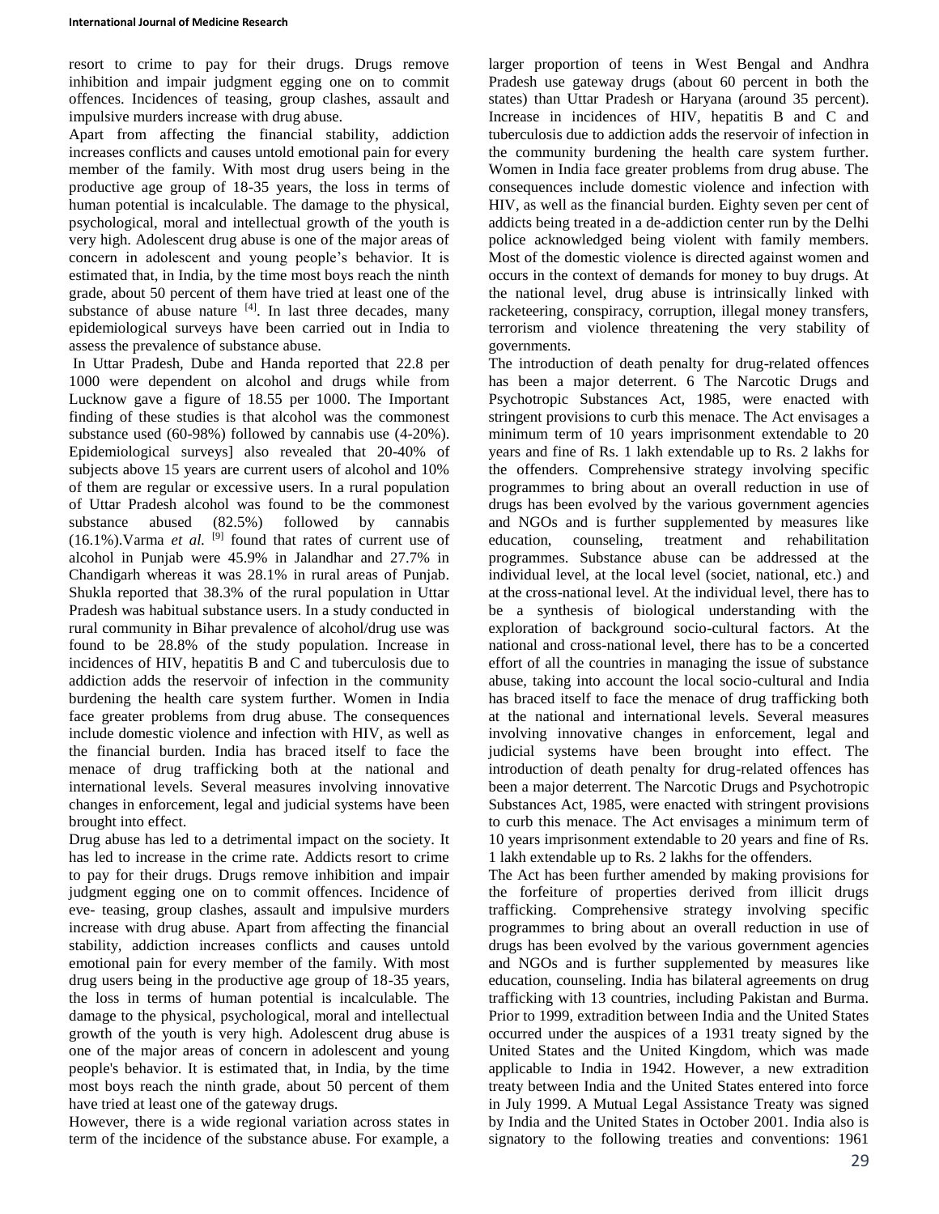resort to crime to pay for their drugs. Drugs remove inhibition and impair judgment egging one on to commit offences. Incidences of teasing, group clashes, assault and impulsive murders increase with drug abuse.

Apart from affecting the financial stability, addiction increases conflicts and causes untold emotional pain for every member of the family. With most drug users being in the productive age group of 18-35 years, the loss in terms of human potential is incalculable. The damage to the physical, psychological, moral and intellectual growth of the youth is very high. Adolescent drug abuse is one of the major areas of concern in adolescent and young people's behavior. It is estimated that, in India, by the time most boys reach the ninth grade, about 50 percent of them have tried at least one of the substance of abuse nature [4]. In last three decades, many epidemiological surveys have been carried out in India to assess the prevalence of substance abuse.

In Uttar Pradesh, Dube and Handa reported that 22.8 per 1000 were dependent on alcohol and drugs while from Lucknow gave a figure of 18.55 per 1000. The Important finding of these studies is that alcohol was the commonest substance used (60-98%) followed by cannabis use (4-20%). Epidemiological surveys] also revealed that 20-40% of subjects above 15 years are current users of alcohol and 10% of them are regular or excessive users. In a rural population of Uttar Pradesh alcohol was found to be the commonest substance abused (82.5%) followed by cannabis (16.1%).Varma *et al.* [9] found that rates of current use of alcohol in Punjab were 45.9% in Jalandhar and 27.7% in Chandigarh whereas it was 28.1% in rural areas of Punjab. Shukla reported that 38.3% of the rural population in Uttar Pradesh was habitual substance users. In a study conducted in rural community in Bihar prevalence of alcohol/drug use was found to be 28.8% of the study population. Increase in incidences of HIV, hepatitis B and C and tuberculosis due to addiction adds the reservoir of infection in the community burdening the health care system further. Women in India face greater problems from drug abuse. The consequences include domestic violence and infection with HIV, as well as the financial burden. India has braced itself to face the menace of drug trafficking both at the national and international levels. Several measures involving innovative changes in enforcement, legal and judicial systems have been brought into effect.

Drug abuse has led to a detrimental impact on the society. It has led to increase in the crime rate. Addicts resort to crime to pay for their drugs. Drugs remove inhibition and impair judgment egging one on to commit offences. Incidence of eve- teasing, group clashes, assault and impulsive murders increase with drug abuse. Apart from affecting the financial stability, addiction increases conflicts and causes untold emotional pain for every member of the family. With most drug users being in the productive age group of 18-35 years, the loss in terms of human potential is incalculable. The damage to the physical, psychological, moral and intellectual growth of the youth is very high. Adolescent drug abuse is one of the major areas of concern in adolescent and young people's behavior. It is estimated that, in India, by the time most boys reach the ninth grade, about 50 percent of them have tried at least one of the gateway drugs.

However, there is a wide regional variation across states in term of the incidence of the substance abuse. For example, a larger proportion of teens in West Bengal and Andhra Pradesh use gateway drugs (about 60 percent in both the states) than Uttar Pradesh or Haryana (around 35 percent). Increase in incidences of HIV, hepatitis B and C and tuberculosis due to addiction adds the reservoir of infection in the community burdening the health care system further. Women in India face greater problems from drug abuse. The consequences include domestic violence and infection with HIV, as well as the financial burden. Eighty seven per cent of addicts being treated in a de-addiction center run by the Delhi police acknowledged being violent with family members. Most of the domestic violence is directed against women and occurs in the context of demands for money to buy drugs. At the national level, drug abuse is intrinsically linked with racketeering, conspiracy, corruption, illegal money transfers, terrorism and violence threatening the very stability of governments.

The introduction of death penalty for drug-related offences has been a major deterrent. 6 The Narcotic Drugs and Psychotropic Substances Act, 1985, were enacted with stringent provisions to curb this menace. The Act envisages a minimum term of 10 years imprisonment extendable to 20 years and fine of Rs. 1 lakh extendable up to Rs. 2 lakhs for the offenders. Comprehensive strategy involving specific programmes to bring about an overall reduction in use of drugs has been evolved by the various government agencies and NGOs and is further supplemented by measures like education, counseling, treatment and rehabilitation programmes. Substance abuse can be addressed at the individual level, at the local level (societ, national, etc.) and at the cross-national level. At the individual level, there has to be a synthesis of biological understanding with the exploration of background socio-cultural factors. At the national and cross-national level, there has to be a concerted effort of all the countries in managing the issue of substance abuse, taking into account the local socio-cultural and India has braced itself to face the menace of drug trafficking both at the national and international levels. Several measures involving innovative changes in enforcement, legal and judicial systems have been brought into effect. The introduction of death penalty for drug-related offences has been a major deterrent. The Narcotic Drugs and Psychotropic Substances Act, 1985, were enacted with stringent provisions to curb this menace. The Act envisages a minimum term of 10 years imprisonment extendable to 20 years and fine of Rs. 1 lakh extendable up to Rs. 2 lakhs for the offenders.

The Act has been further amended by making provisions for the forfeiture of properties derived from illicit drugs trafficking. Comprehensive strategy involving specific programmes to bring about an overall reduction in use of drugs has been evolved by the various government agencies and NGOs and is further supplemented by measures like education, counseling. India has bilateral agreements on drug trafficking with 13 countries, including Pakistan and Burma. Prior to 1999, extradition between India and the United States occurred under the auspices of a 1931 treaty signed by the United States and the United Kingdom, which was made applicable to India in 1942. However, a new extradition treaty between India and the United States entered into force in July 1999. A Mutual Legal Assistance Treaty was signed by India and the United States in October 2001. India also is signatory to the following treaties and conventions: 1961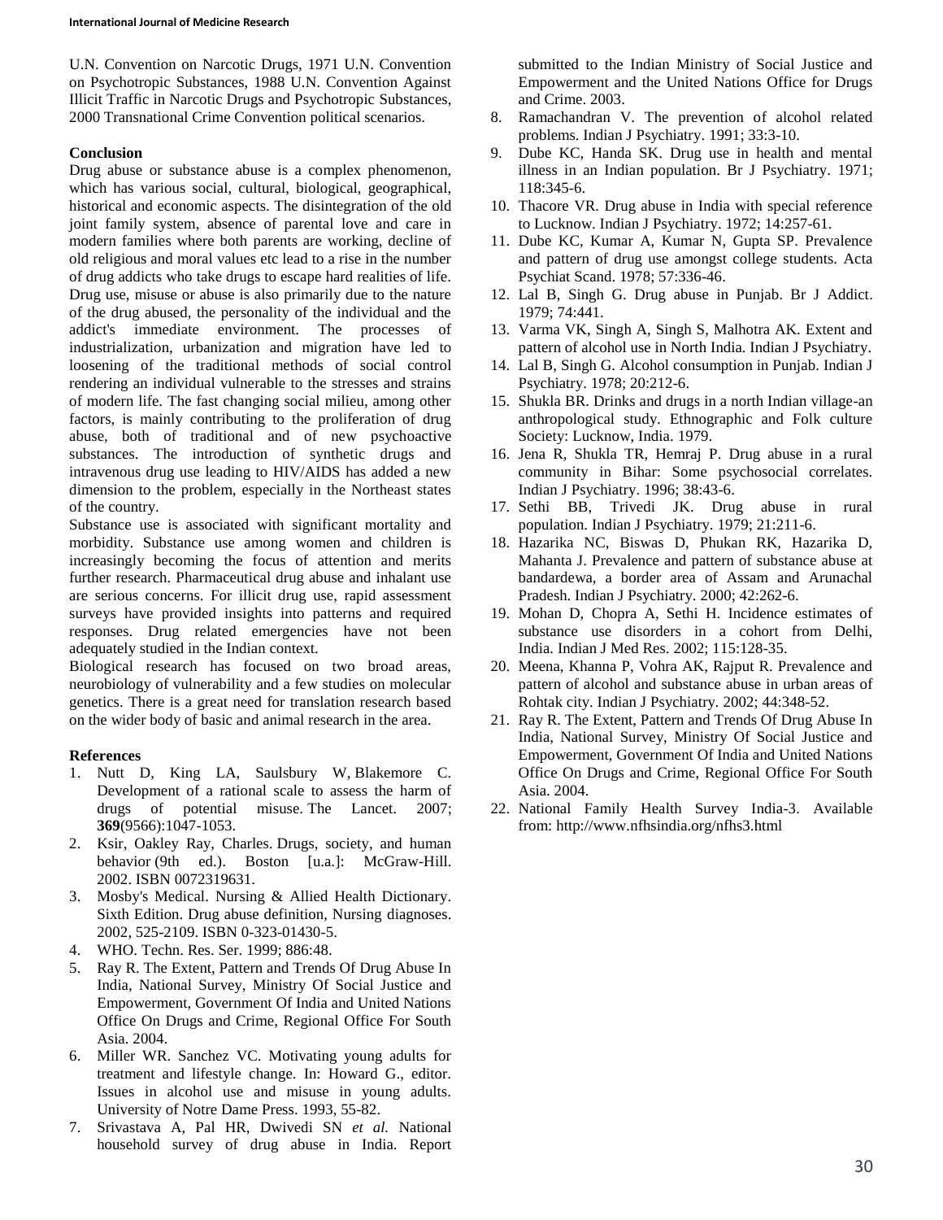U.N. Convention on Narcotic Drugs, 1971 U.N. Convention on Psychotropic Substances, 1988 U.N. Convention Against Illicit Traffic in Narcotic Drugs and Psychotropic Substances, 2000 Transnational Crime Convention political scenarios.

## Conclusion

Drug abuse or substance abuse is a complex phenomenon, which has various social, cultural, biological, geographical, historical and economic aspects. The disintegration of the old joint family system, absence of parental love and care in modern families where both parents are working, decline of old religious and moral values etc lead to a rise in the number of drug addicts who take drugs to escape hard realities of life. Drug use, misuse or abuse is also primarily due to the nature of the drug abused, the personality of the individual and the addict's immediate environment. The processes of industrialization, urbanization and migration have led to loosening of the traditional methods of social control rendering an individual vulnerable to the stresses and strains of modern life. The fast changing social milieu, among other factors, is mainly contributing to the proliferation of drug abuse, both of traditional and of new psychoactive substances. The introduction of synthetic drugs and intravenous drug use leading to HIV/AIDS has added a new dimension to the problem, especially in the Northeast states of the country.

Substance use is associated with significant mortality and morbidity. Substance use among women and children is increasingly becoming the focus of attention and merits further research. Pharmaceutical drug abuse and inhalant use are serious concerns. For illicit drug use, rapid assessment surveys have provided insights into patterns and required responses. Drug related emergencies have not been adequately studied in the Indian context.

Biological research has focused on two broad areas, neurobiology of vulnerability and a few studies on molecular genetics. There is a great need for translation research based on the wider body of basic and animal research in the area.

## References

1. Nutt D, King LA, Saulsbury W, Blakemore C. Development of a rational scale to assess the harm of drugs of potential misuse. The Lancet. 2007; **369**(9566):1047-1053.
2. Ksir, Oakley Ray, Charles. Drugs, society, and human behavior (9th ed.). Boston [u.a.]: McGraw-Hill. 2002. ISBN 0072319631.
3. Mosby's Medical. Nursing & Allied Health Dictionary. Sixth Edition. Drug abuse definition, Nursing diagnoses. 2002, 525-2109. ISBN 0-323-01430-5.
4. WHO. Techn. Res. Ser. 1999; 886:48.
5. Ray R. The Extent, Pattern and Trends Of Drug Abuse In India, National Survey, Ministry Of Social Justice and Empowerment, Government Of India and United Nations Office On Drugs and Crime, Regional Office For South Asia. 2004.
6. Miller WR. Sanchez VC. Motivating young adults for treatment and lifestyle change. In: Howard G., editor. Issues in alcohol use and misuse in young adults. University of Notre Dame Press. 1993, 55-82.
7. Srivastava A, Pal HR, Dwivedi SN *et al.* National household survey of drug abuse in India. Report submitted to the Indian Ministry of Social Justice and Empowerment and the United Nations Office for Drugs and Crime. 2003.
8. Ramachandran V. The prevention of alcohol related problems. Indian J Psychiatry. 1991; 33:3-10.
9. Dube KC, Handa SK. Drug use in health and mental illness in an Indian population. Br J Psychiatry. 1971; 118:345-6.
10. Thacore VR. Drug abuse in India with special reference to Lucknow. Indian J Psychiatry. 1972; 14:257-61.
11. Dube KC, Kumar A, Kumar N, Gupta SP. Prevalence and pattern of drug use amongst college students. Acta Psychiat Scand. 1978; 57:336-46.
12. Lal B, Singh G. Drug abuse in Punjab. Br J Addict. 1979; 74:441.
13. Varma VK, Singh A, Singh S, Malhotra AK. Extent and pattern of alcohol use in North India. Indian J Psychiatry.
14. Lal B, Singh G. Alcohol consumption in Punjab. Indian J Psychiatry. 1978; 20:212-6.
15. Shukla BR. Drinks and drugs in a north Indian village-an anthropological study. Ethnographic and Folk culture Society: Lucknow, India. 1979.
16. Jena R, Shukla TR, Hemraj P. Drug abuse in a rural community in Bihar: Some psychosocial correlates. Indian J Psychiatry. 1996; 38:43-6.
17. Sethi BB, Trivedi JK. Drug abuse in rural population. Indian J Psychiatry. 1979; 21:211-6.
18. Hazarika NC, Biswas D, Phukan RK, Hazarika D, Mahanta J. Prevalence and pattern of substance abuse at bandardewa, a border area of Assam and Arunachal Pradesh. Indian J Psychiatry. 2000; 42:262-6.
19. Mohan D, Chopra A, Sethi H. Incidence estimates of substance use disorders in a cohort from Delhi, India. Indian J Med Res. 2002; 115:128-35.
20. Meena, Khanna P, Vohra AK, Rajput R. Prevalence and pattern of alcohol and substance abuse in urban areas of Rohtak city. Indian J Psychiatry. 2002; 44:348-52.
21. Ray R. The Extent, Pattern and Trends Of Drug Abuse In India, National Survey, Ministry Of Social Justice and Empowerment, Government Of India and United Nations Office On Drugs and Crime, Regional Office For South Asia. 2004.
22. National Family Health Survey India-3. Available from: http://www.nfhsindia.org/nfhs3.html